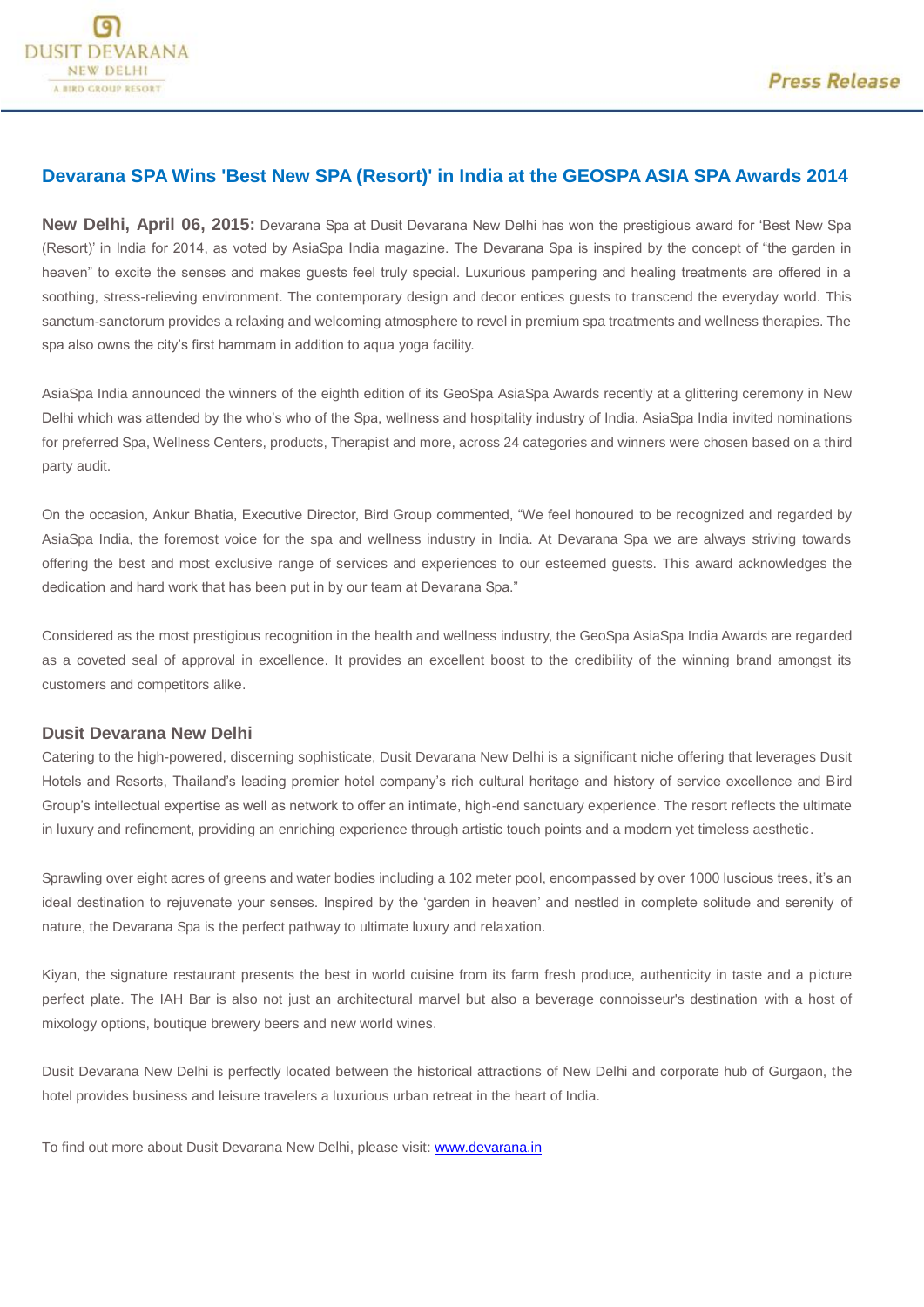# Devarana SPA Wins 'Best New SPA (Resort)' in India at the GEOSPA ASIA SPA Awards 2014

**New Delhi, April 06, 2015:** Devarana Spa at Dusit Devarana New Delhi has won the prestigious award for 'Best New Spa (Resort)' in India for 2014, as voted by AsiaSpa India magazine. The Devarana Spa is inspired by the concept of "the garden in heaven" to excite the senses and makes guests feel truly special. Luxurious pampering and healing treatments are offered in a soothing, stress-relieving environment. The contemporary design and decor entices guests to transcend the everyday world. This sanctum-sanctorum provides a relaxing and welcoming atmosphere to revel in premium spa treatments and wellness therapies. The spa also owns the city's first hammam in addition to aqua yoga facility.

AsiaSpa India announced the winners of the eighth edition of its GeoSpa AsiaSpa Awards recently at a glittering ceremony in New Delhi which was attended by the who's who of the Spa, wellness and hospitality industry of India. AsiaSpa India invited nominations for preferred Spa, Wellness Centers, products, Therapist and more, across 24 categories and winners were chosen based on a third party audit.

On the occasion, Ankur Bhatia, Executive Director, Bird Group commented, "We feel honoured to be recognized and regarded by AsiaSpa India, the foremost voice for the spa and wellness industry in India. At Devarana Spa we are always striving towards offering the best and most exclusive range of services and experiences to our esteemed guests. This award acknowledges the dedication and hard work that has been put in by our team at Devarana Spa."

Considered as the most prestigious recognition in the health and wellness industry, the GeoSpa AsiaSpa India Awards are regarded as a coveted seal of approval in excellence. It provides an excellent boost to the credibility of the winning brand amongst its customers and competitors alike.

## Dusit Devarana New Delhi

Catering to the high-powered, discerning sophisticate, Dusit Devarana New Delhi is a significant niche offering that leverages Dusit Hotels and Resorts, Thailand's leading premier hotel company's rich cultural heritage and history of service excellence and Bird Group's intellectual expertise as well as network to offer an intimate, high-end sanctuary experience. The resort reflects the ultimate in luxury and refinement, providing an enriching experience through artistic touch points and a modern yet timeless aesthetic.

Sprawling over eight acres of greens and water bodies including a 102 meter pool, encompassed by over 1000 luscious trees, it's an ideal destination to rejuvenate your senses. Inspired by the 'garden in heaven' and nestled in complete solitude and serenity of nature, the Devarana Spa is the perfect pathway to ultimate luxury and relaxation.

Kiyan, the signature restaurant presents the best in world cuisine from its farm fresh produce, authenticity in taste and a picture perfect plate. The IAH Bar is also not just an architectural marvel but also a beverage connoisseur's destination with a host of mixology options, boutique brewery beers and new world wines.

Dusit Devarana New Delhi is perfectly located between the historical attractions of New Delhi and corporate hub of Gurgaon, the hotel provides business and leisure travelers a luxurious urban retreat in the heart of India.

To find out more about Dusit Devarana New Delhi, please visit: [www.devarana.in](www.devarana.in)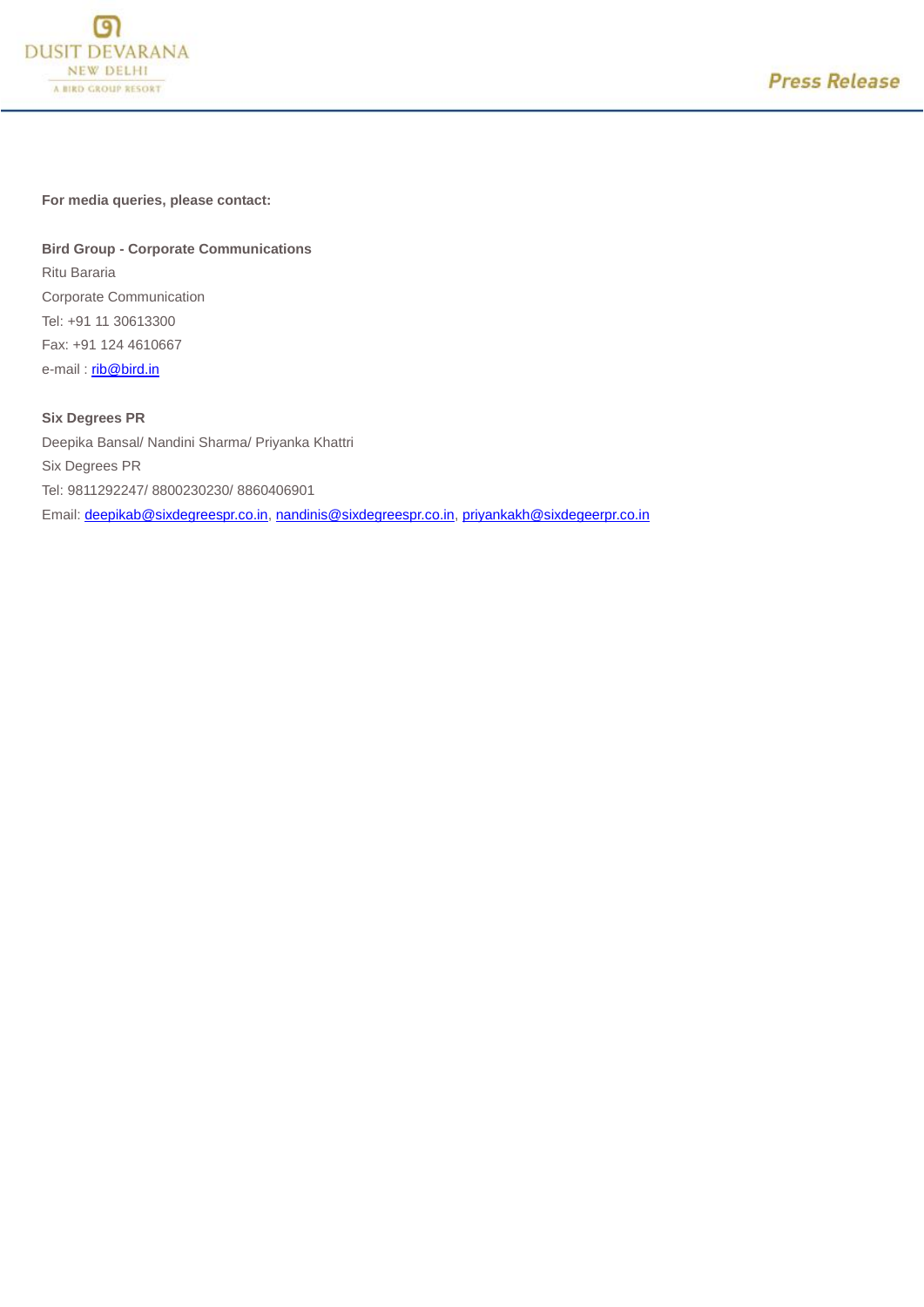**For media queries, please contact:**

**Bird Group - Corporate Communications**
Ritu Bararia
Corporate Communication
Tel: +91 11 30613300
Fax: +91 124 4610667
e-mail : rib@bird.in

**Six Degrees PR**
Deepika Bansal/ Nandini Sharma/ Priyanka Khattri
Six Degrees PR
Tel: 9811292247/ 8800230230/ 8860406901
Email: deepikab@sixdegreespr.co.in, nandinis@sixdegreespr.co.in, priyankakh@sixdegeerpr.co.in